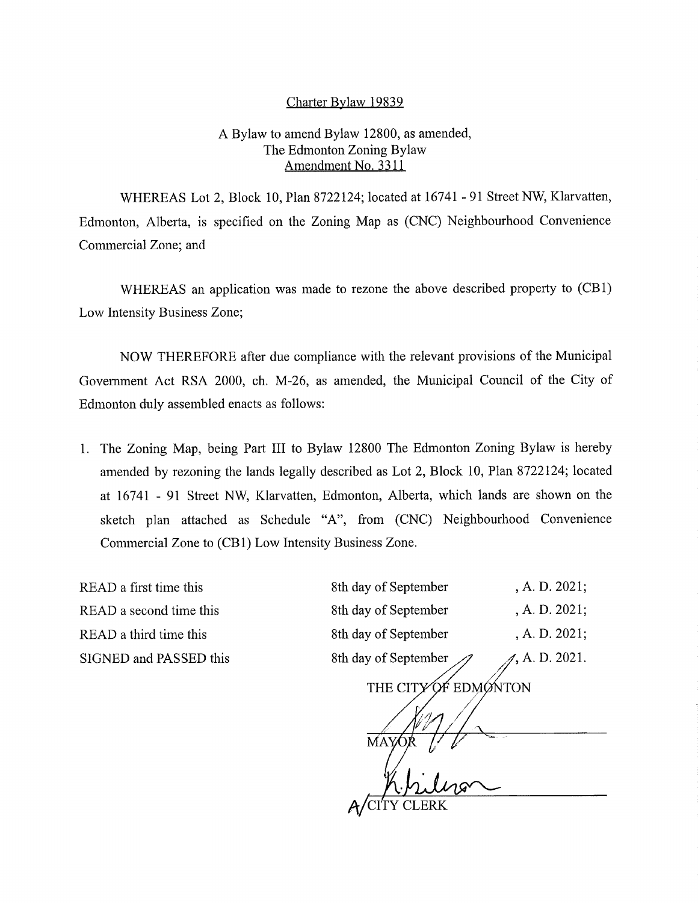Charter Bylaw 19839

A Bylaw to amend Bylaw 12800, as amended,
The Edmonton Zoning Bylaw
Amendment No. 3311

WHEREAS Lot 2, Block 10, Plan 8722124; located at 16741 - 91 Street NW, Klarvatten, Edmonton, Alberta, is specified on the Zoning Map as (CNC) Neighbourhood Convenience Commercial Zone; and

WHEREAS an application was made to rezone the above described property to (CB1) Low Intensity Business Zone;

NOW THEREFORE after due compliance with the relevant provisions of the Municipal Government Act RSA 2000, ch. M-26, as amended, the Municipal Council of the City of Edmonton duly assembled enacts as follows:

1. The Zoning Map, being Part III to Bylaw 12800 The Edmonton Zoning Bylaw is hereby amended by rezoning the lands legally described as Lot 2, Block 10, Plan 8722124; located at 16741 - 91 Street NW, Klarvatten, Edmonton, Alberta, which lands are shown on the sketch plan attached as Schedule "A", from (CNC) Neighbourhood Convenience Commercial Zone to (CB1) Low Intensity Business Zone.

| | | |
|---|---|---|
| READ a first time this | 8th day of September | , A. D. 2021; |
| READ a second time this | 8th day of September | , A. D. 2021; |
| READ a third time this | 8th day of September | , A. D. 2021; |
| SIGNED and PASSED this | 8th day of September | , A. D. 2021. |

THE CITY OF EDMONTON

MAYOR

A/CITY CLERK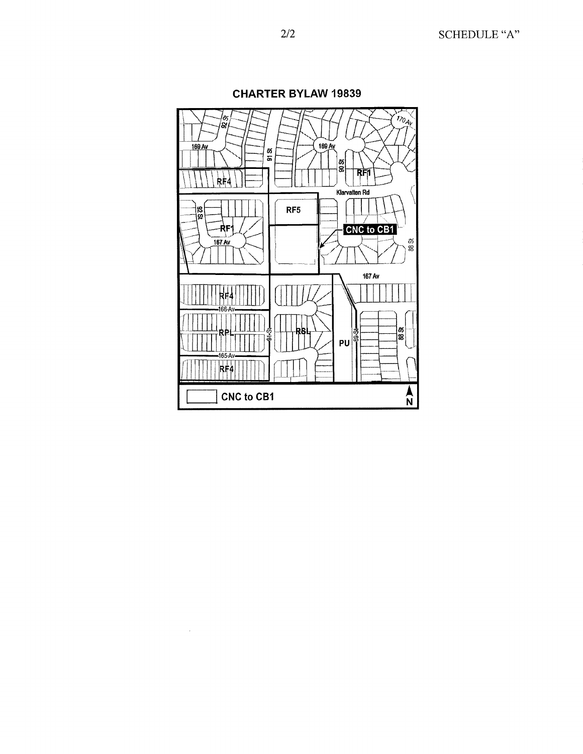SCHEDULE "A"

## CHARTER BYLAW 19839

169 Av

92 St

91 St

169 Av

90 St

170 Av

RF4

RF1

Klarvatten Rd

RF5

92 St

RF1

CNC to CB1

167 Av

88 St

167 Av

RF4

166 Av

RPL

91 St

RSL

PU

89 St

88 St

165 Av

RF4

CNC to CB1

N